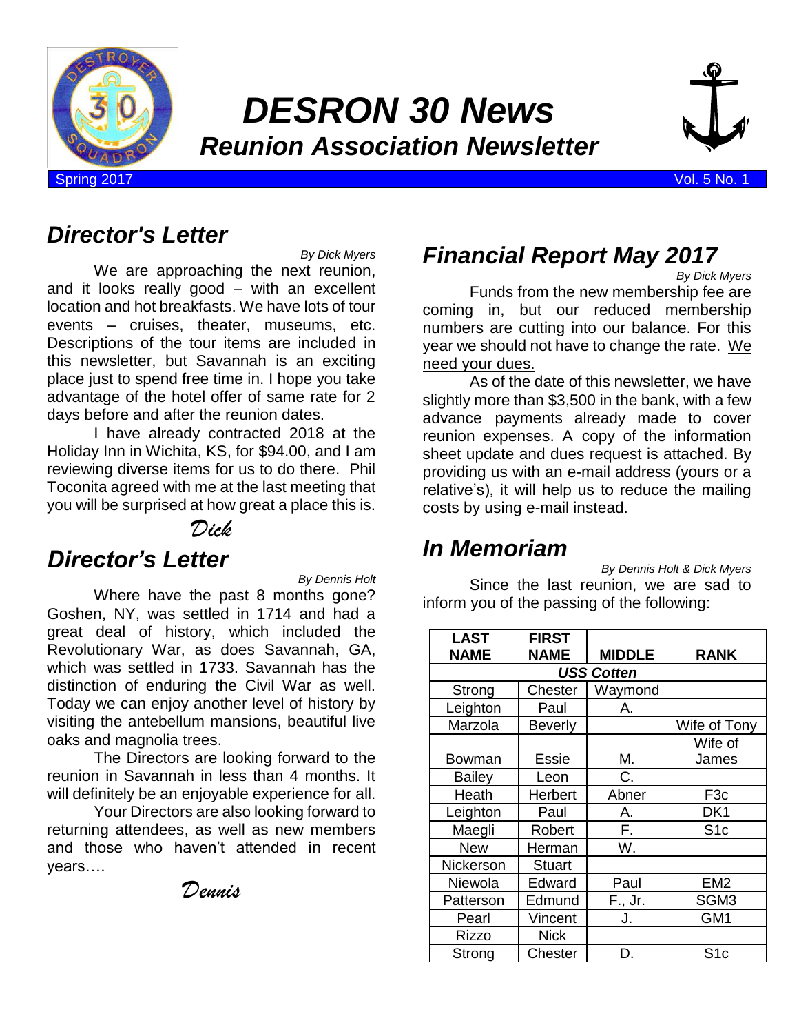# DESRON 30 News

## Reunion Association Newsletter

Spring 2017 | Vol. 5 No. 1

## Director's Letter

*By Dick Myers*

We are approaching the next reunion, and it looks really good – with an excellent location and hot breakfasts. We have lots of tour events – cruises, theater, museums, etc. Descriptions of the tour items are included in this newsletter, but Savannah is an exciting place just to spend free time in. I hope you take advantage of the hotel offer of same rate for 2 days before and after the reunion dates.

I have already contracted 2018 at the Holiday Inn in Wichita, KS, for $94.00, and I am reviewing diverse items for us to do there. Phil Toconita agreed with me at the last meeting that you will be surprised at how great a place this is.

*Dick*

## Director's Letter

*By Dennis Holt*

Where have the past 8 months gone? Goshen, NY, was settled in 1714 and had a great deal of history, which included the Revolutionary War, as does Savannah, GA, which was settled in 1733. Savannah has the distinction of enduring the Civil War as well. Today we can enjoy another level of history by visiting the antebellum mansions, beautiful live oaks and magnolia trees.

The Directors are looking forward to the reunion in Savannah in less than 4 months. It will definitely be an enjoyable experience for all.

Your Directors are also looking forward to returning attendees, as well as new members and those who haven't attended in recent years….

*Dennis*

## Financial Report May 2017

*By Dick Myers*

Funds from the new membership fee are coming in, but our reduced membership numbers are cutting into our balance. For this year we should not have to change the rate. We need your dues.

As of the date of this newsletter, we have slightly more than $3,500 in the bank, with a few advance payments already made to cover reunion expenses. A copy of the information sheet update and dues request is attached. By providing us with an e-mail address (yours or a relative's), it will help us to reduce the mailing costs by using e-mail instead.

## In Memoriam

*By Dennis Holt & Dick Myers*

Since the last reunion, we are sad to inform you of the passing of the following:

| LAST NAME | FIRST NAME | MIDDLE | RANK |
|---|---|---|---|
| ***USS Cotten*** | | | |
| Strong | Chester | Waymond | |
| Leighton | Paul | A. | |
| Marzola | Beverly | | Wife of Tony |
| Bowman | Essie | M. | Wife of James |
| Bailey | Leon | C. | |
| Heath | Herbert | Abner | F3c |
| Leighton | Paul | A. | DK1 |
| Maegli | Robert | F. | S1c |
| New | Herman | W. | |
| Nickerson | Stuart | | |
| Niewola | Edward | Paul | EM2 |
| Patterson | Edmund | F., Jr. | SGM3 |
| Pearl | Vincent | J. | GM1 |
| Rizzo | Nick | | |
| Strong | Chester | D. | S1c |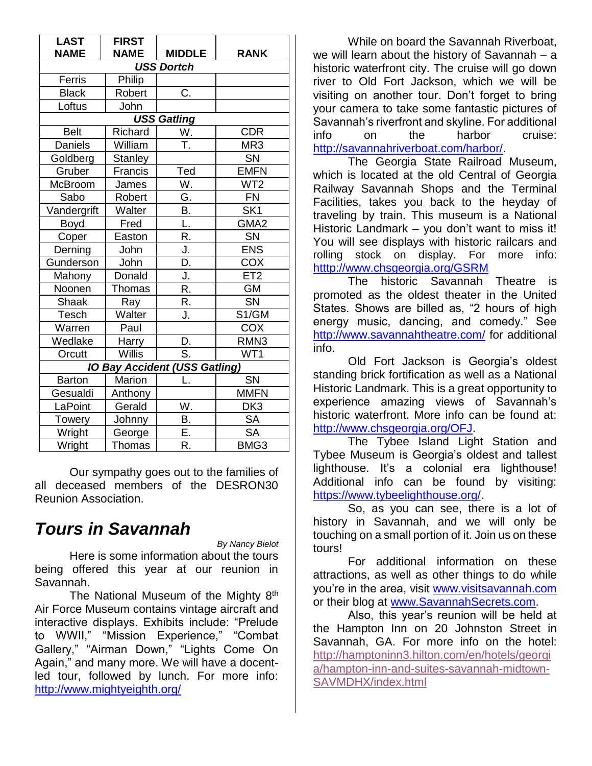| LAST NAME | FIRST NAME | MIDDLE | RANK |
|---|---|---|---|
| ***USS Dortch*** | | | |
| Ferris | Philip | | |
| Black | Robert | C. | |
| Loftus | John | | |
| ***USS Gatling*** | | | |
| Belt | Richard | W. | CDR |
| Daniels | William | T. | MR3 |
| Goldberg | Stanley | | SN |
| Gruber | Francis | Ted | EMFN |
| McBroom | James | W. | WT2 |
| Sabo | Robert | G. | FN |
| Vandergrift | Walter | B. | SK1 |
| Boyd | Fred | L. | GMA2 |
| Coper | Easton | R. | SN |
| Derning | John | J. | ENS |
| Gunderson | John | D. | COX |
| Mahony | Donald | J. | ET2 |
| Noonen | Thomas | R. | GM |
| Shaak | Ray | R. | SN |
| Tesch | Walter | J. | S1/GM |
| Warren | Paul | | COX |
| Wedlake | Harry | D. | RMN3 |
| Orcutt | Willis | S. | WT1 |
| ***IO Bay Accident (USS Gatling)*** | | | |
| Barton | Marion | L. | SN |
| Gesualdi | Anthony | | MMFN |
| LaPoint | Gerald | W. | DK3 |
| Towery | Johnny | B. | SA |
| Wright | George | E. | SA |
| Wright | Thomas | R. | BMG3 |

Our sympathy goes out to the families of all deceased members of the DESRON30 Reunion Association.

## *Tours in Savannah*

*By Nancy Bielot*

Here is some information about the tours being offered this year at our reunion in Savannah.

The National Museum of the Mighty 8th Air Force Museum contains vintage aircraft and interactive displays. Exhibits include: "Prelude to WWII," "Mission Experience," "Combat Gallery," "Airman Down," "Lights Come On Again," and many more. We will have a docent-led tour, followed by lunch. For more info: http://www.mightyeighth.org/

While on board the Savannah Riverboat, we will learn about the history of Savannah – a historic waterfront city. The cruise will go down river to Old Fort Jackson, which we will be visiting on another tour. Don't forget to bring your camera to take some fantastic pictures of Savannah's riverfront and skyline. For additional info on the harbor cruise: http://savannahriverboat.com/harbor/.

The Georgia State Railroad Museum, which is located at the old Central of Georgia Railway Savannah Shops and the Terminal Facilities, takes you back to the heyday of traveling by train. This museum is a National Historic Landmark – you don't want to miss it! You will see displays with historic railcars and rolling stock on display. For more info: htttp://www.chsgeorgia.org/GSRM

The historic Savannah Theatre is promoted as the oldest theater in the United States. Shows are billed as, "2 hours of high energy music, dancing, and comedy." See http://www.savannahtheatre.com/ for additional info.

Old Fort Jackson is Georgia's oldest standing brick fortification as well as a National Historic Landmark. This is a great opportunity to experience amazing views of Savannah's historic waterfront. More info can be found at: http://www.chsgeorgia.org/OFJ.

The Tybee Island Light Station and Tybee Museum is Georgia's oldest and tallest lighthouse. It's a colonial era lighthouse! Additional info can be found by visiting: https://www.tybeelighthouse.org/.

So, as you can see, there is a lot of history in Savannah, and we will only be touching on a small portion of it. Join us on these tours!

For additional information on these attractions, as well as other things to do while you're in the area, visit www.visitsavannah.com or their blog at www.SavannahSecrets.com.

Also, this year's reunion will be held at the Hampton Inn on 20 Johnston Street in Savannah, GA. For more info on the hotel: http://hamptoninn3.hilton.com/en/hotels/georgia/hampton-inn-and-suites-savannah-midtown-SAVMDHX/index.html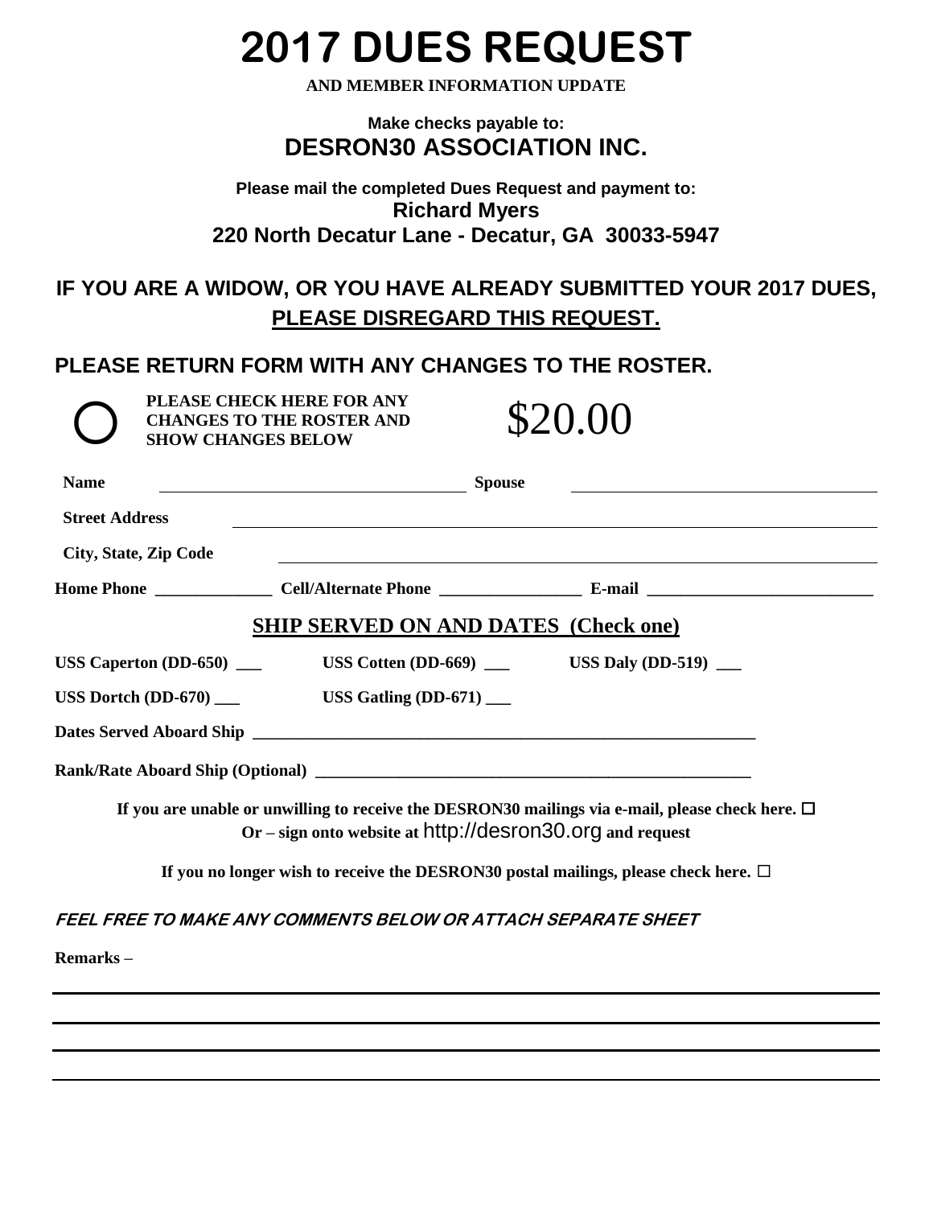# 2017 DUES REQUEST

**AND MEMBER INFORMATION UPDATE**

**Make checks payable to:**
**DESRON30 ASSOCIATION INC.**

**Please mail the completed Dues Request and payment to:**
**Richard Myers**
**220 North Decatur Lane - Decatur, GA 30033-5947**

## IF YOU ARE A WIDOW, OR YOU HAVE ALREADY SUBMITTED YOUR 2017 DUES, PLEASE DISREGARD THIS REQUEST.

## PLEASE RETURN FORM WITH ANY CHANGES TO THE ROSTER.

○ **PLEASE CHECK HERE FOR ANY CHANGES TO THE ROSTER AND SHOW CHANGES BELOW**

$20.00

**Name** ______________________________ **Spouse** ______________________________

**Street Address** ____________________________________________________________

**City, State, Zip Code** ______________________________________________________

**Home Phone** ______________ **Cell/Alternate Phone** ________________ **E-mail** __________________________

### SHIP SERVED ON AND DATES (Check one)

**USS Caperton (DD-650)** ___ **USS Cotten (DD-669)** ___ **USS Daly (DD-519)** ___

**USS Dortch (DD-670)** ___ **USS Gatling (DD-671)** ___

**Dates Served Aboard Ship** ___________________________________________________________

**Rank/Rate Aboard Ship (Optional)** ___________________________________________________

**If you are unable or unwilling to receive the DESRON30 mailings via e-mail, please check here.** ☐
**Or – sign onto website at** http://desron30.org **and request**

**If you no longer wish to receive the DESRON30 postal mailings, please check here.** ☐

***FEEL FREE TO MAKE ANY COMMENTS BELOW OR ATTACH SEPARATE SHEET***

**Remarks –**

______________________________________________________________________________

______________________________________________________________________________

______________________________________________________________________________

______________________________________________________________________________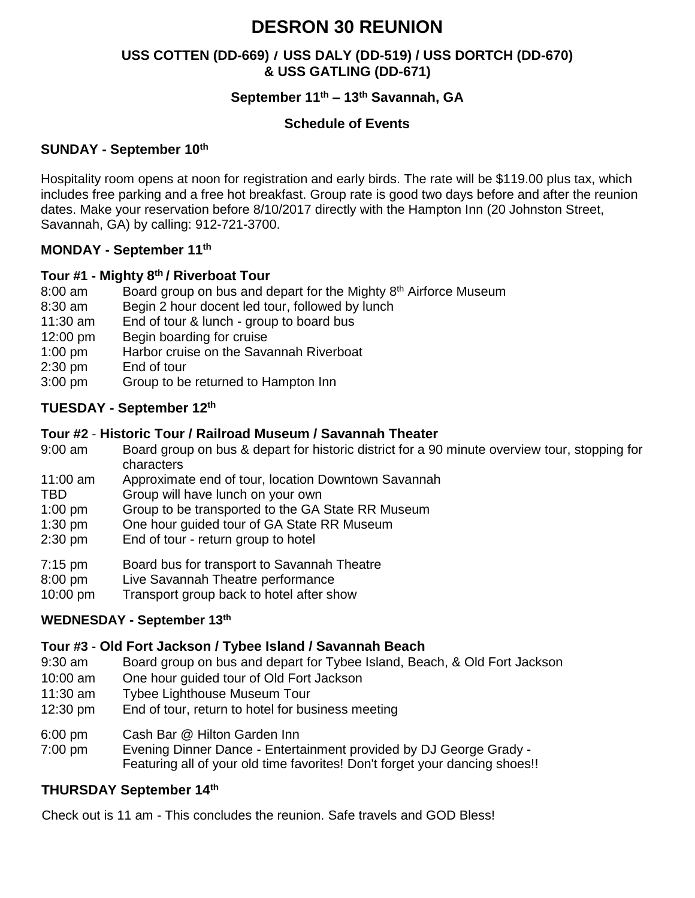# DESRON 30 REUNION

### USS COTTEN (DD-669) / USS DALY (DD-519) / USS DORTCH (DD-670) & USS GATLING (DD-671)

### September 11th – 13th Savannah, GA

### Schedule of Events

**SUNDAY - September 10th**

Hospitality room opens at noon for registration and early birds. The rate will be $119.00 plus tax, which includes free parking and a free hot breakfast. Group rate is good two days before and after the reunion dates. Make your reservation before 8/10/2017 directly with the Hampton Inn (20 Johnston Street, Savannah, GA) by calling: 912-721-3700.

**MONDAY - September 11th**

**Tour #1 - Mighty 8th / Riverboat Tour**

| | |
|---|---|
| 8:00 am | Board group on bus and depart for the Mighty 8th Airforce Museum |
| 8:30 am | Begin 2 hour docent led tour, followed by lunch |
| 11:30 am | End of tour & lunch - group to board bus |
| 12:00 pm | Begin boarding for cruise |
| 1:00 pm | Harbor cruise on the Savannah Riverboat |
| 2:30 pm | End of tour |
| 3:00 pm | Group to be returned to Hampton Inn |

**TUESDAY - September 12th**

**Tour #2 - Historic Tour / Railroad Museum / Savannah Theater**

| | |
|---|---|
| 9:00 am | Board group on bus & depart for historic district for a 90 minute overview tour, stopping for characters |
| 11:00 am | Approximate end of tour, location Downtown Savannah |
| TBD | Group will have lunch on your own |
| 1:00 pm | Group to be transported to the GA State RR Museum |
| 1:30 pm | One hour guided tour of GA State RR Museum |
| 2:30 pm | End of tour - return group to hotel |
| 7:15 pm | Board bus for transport to Savannah Theatre |
| 8:00 pm | Live Savannah Theatre performance |
| 10:00 pm | Transport group back to hotel after show |

**WEDNESDAY - September 13th**

**Tour #3 - Old Fort Jackson / Tybee Island / Savannah Beach**

| | |
|---|---|
| 9:30 am | Board group on bus and depart for Tybee Island, Beach, & Old Fort Jackson |
| 10:00 am | One hour guided tour of Old Fort Jackson |
| 11:30 am | Tybee Lighthouse Museum Tour |
| 12:30 pm | End of tour, return to hotel for business meeting |
| 6:00 pm | Cash Bar @ Hilton Garden Inn |
| 7:00 pm | Evening Dinner Dance - Entertainment provided by DJ George Grady - Featuring all of your old time favorites! Don't forget your dancing shoes!! |

**THURSDAY September 14th**

Check out is 11 am - This concludes the reunion. Safe travels and GOD Bless!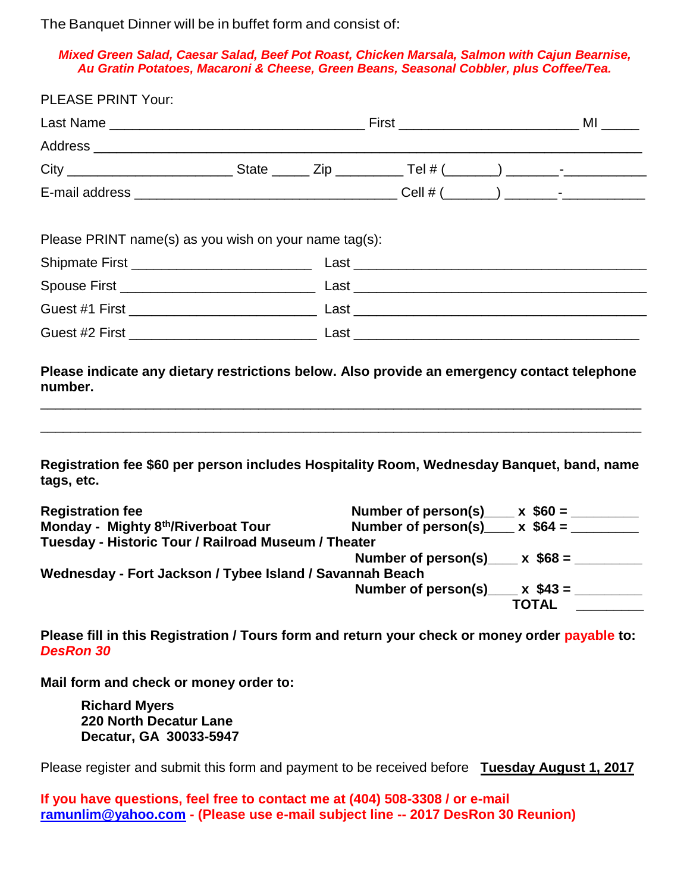The Banquet Dinner will be in buffet form and consist of:

***Mixed Green Salad, Caesar Salad, Beef Pot Roast, Chicken Marsala, Salmon with Cajun Bearnise, Au Gratin Potatoes, Macaroni & Cheese, Green Beans, Seasonal Cobbler, plus Coffee/Tea.***

PLEASE PRINT Your:

Last Name ________________________________ First ______________________ MI _____

Address ______________________________________________________________________

City _____________________ State _____ Zip _________ Tel # (_______) _______-___________

E-mail address _________________________________ Cell # (_______) _______-___________

Please PRINT name(s) as you wish on your name tag(s):

Shipmate First _______________________ Last ____________________________________

Spouse First ________________________ Last ____________________________________

Guest #1 First _______________________ Last ____________________________________

Guest #2 First _______________________ Last ____________________________________

**Please indicate any dietary restrictions below. Also provide an emergency contact telephone number.**

______________________________________________________________________________

______________________________________________________________________________

**Registration fee $60 per person includes Hospitality Room, Wednesday Banquet, band, name tags, etc.**

**Registration fee** — **Number of person(s)____ x $60 =** _________

**Monday - Mighty 8th/Riverboat Tour** — **Number of person(s)____ x $64 =** _________

**Tuesday - Historic Tour / Railroad Museum / Theater**
**Number of person(s)____ x $68 =** _________

**Wednesday - Fort Jackson / Tybee Island / Savannah Beach**
**Number of person(s)____ x $43 =** _________

**TOTAL** _________

**Please fill in this Registration / Tours form and return your check or money order payable to: *DesRon 30***

**Mail form and check or money order to:**

**Richard Myers**
**220 North Decatur Lane**
**Decatur, GA 30033-5947**

Please register and submit this form and payment to be received before **Tuesday August 1, 2017**

**If you have questions, feel free to contact me at (404) 508-3308 / or e-mail ramunlim@yahoo.com - (Please use e-mail subject line -- 2017 DesRon 30 Reunion)**